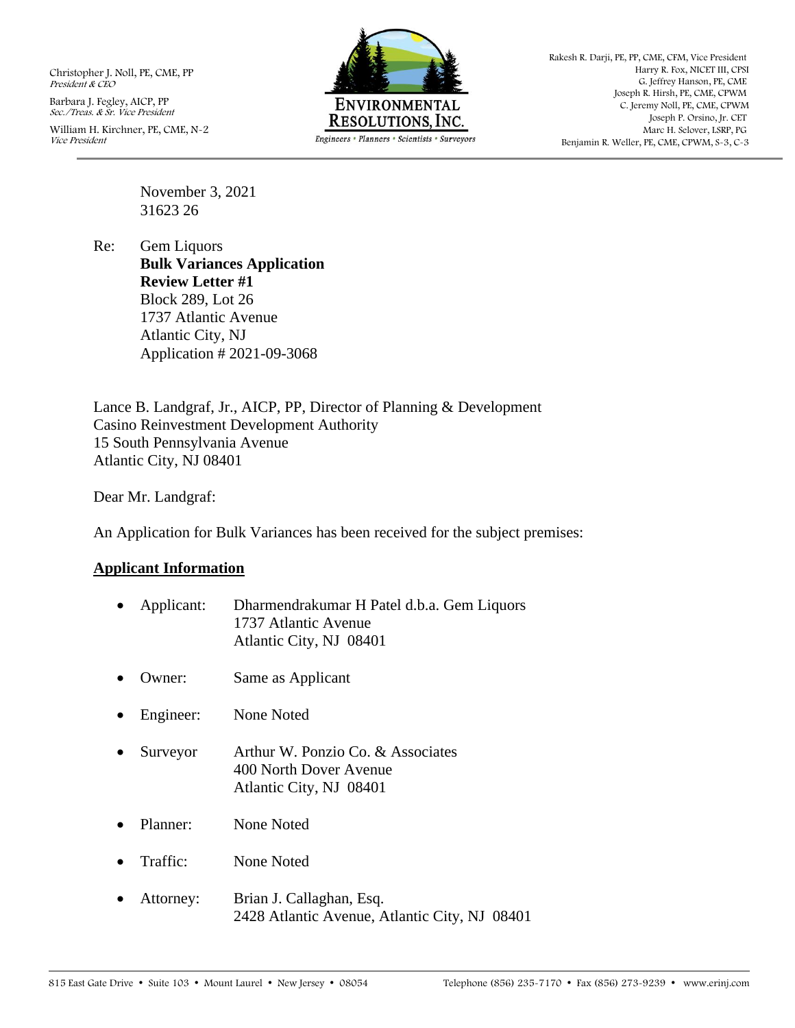Christopher J. Noll, PE, CME, PP
*President & CEO*

Barbara J. Fegley, AICP, PP
*Sec./Treas. & Sr. Vice President*

William H. Kirchner, PE, CME, N-2
*Vice President*

**ENVIRONMENTAL RESOLUTIONS, INC.**
*Engineers • Planners • Scientists • Surveyors*

Rakesh R. Darji, PE, PP, CME, CFM, Vice President
Harry R. Fox, NICET III, CPSI
G. Jeffrey Hanson, PE, CME
Joseph R. Hirsh, PE, CME, CPWM
C. Jeremy Noll, PE, CME, CPWM
Joseph P. Orsino, Jr. CET
Marc H. Selover, LSRP, PG
Benjamin R. Weller, PE, CME, CPWM, S-3, C-3

November 3, 2021
31623 26

Re: Gem Liquors
**Bulk Variances Application**
**Review Letter #1**
Block 289, Lot 26
1737 Atlantic Avenue
Atlantic City, NJ
Application # 2021-09-3068

Lance B. Landgraf, Jr., AICP, PP, Director of Planning & Development
Casino Reinvestment Development Authority
15 South Pennsylvania Avenue
Atlantic City, NJ 08401

Dear Mr. Landgraf:

An Application for Bulk Variances has been received for the subject premises:

## Applicant Information

- Applicant: Dharmendrakumar H Patel d.b.a. Gem Liquors
  1737 Atlantic Avenue
  Atlantic City, NJ 08401
- Owner: Same as Applicant
- Engineer: None Noted
- Surveyor Arthur W. Ponzio Co. & Associates
  400 North Dover Avenue
  Atlantic City, NJ 08401
- Planner: None Noted
- Traffic: None Noted
- Attorney: Brian J. Callaghan, Esq.
  2428 Atlantic Avenue, Atlantic City, NJ 08401

815 East Gate Drive • Suite 103 • Mount Laurel • New Jersey • 08054 Telephone (856) 235-7170 • Fax (856) 273-9239 • www.erinj.com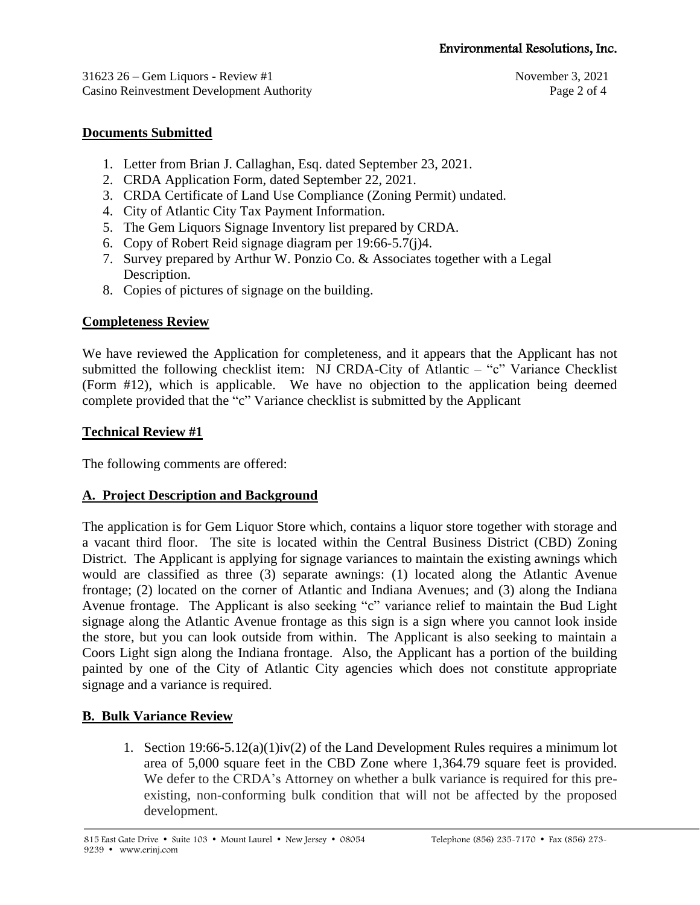## Documents Submitted

1. Letter from Brian J. Callaghan, Esq. dated September 23, 2021.
2. CRDA Application Form, dated September 22, 2021.
3. CRDA Certificate of Land Use Compliance (Zoning Permit) undated.
4. City of Atlantic City Tax Payment Information.
5. The Gem Liquors Signage Inventory list prepared by CRDA.
6. Copy of Robert Reid signage diagram per 19:66-5.7(j)4.
7. Survey prepared by Arthur W. Ponzio Co. & Associates together with a Legal Description.
8. Copies of pictures of signage on the building.

## Completeness Review

We have reviewed the Application for completeness, and it appears that the Applicant has not submitted the following checklist item: NJ CRDA-City of Atlantic – "c" Variance Checklist (Form #12), which is applicable. We have no objection to the application being deemed complete provided that the "c" Variance checklist is submitted by the Applicant

## Technical Review #1

The following comments are offered:

## A. Project Description and Background

The application is for Gem Liquor Store which, contains a liquor store together with storage and a vacant third floor. The site is located within the Central Business District (CBD) Zoning District. The Applicant is applying for signage variances to maintain the existing awnings which would are classified as three (3) separate awnings: (1) located along the Atlantic Avenue frontage; (2) located on the corner of Atlantic and Indiana Avenues; and (3) along the Indiana Avenue frontage. The Applicant is also seeking "c" variance relief to maintain the Bud Light signage along the Atlantic Avenue frontage as this sign is a sign where you cannot look inside the store, but you can look outside from within. The Applicant is also seeking to maintain a Coors Light sign along the Indiana frontage. Also, the Applicant has a portion of the building painted by one of the City of Atlantic City agencies which does not constitute appropriate signage and a variance is required.

## B. Bulk Variance Review

1. Section 19:66-5.12(a)(1)iv(2) of the Land Development Rules requires a minimum lot area of 5,000 square feet in the CBD Zone where 1,364.79 square feet is provided. We defer to the CRDA's Attorney on whether a bulk variance is required for this pre-existing, non-conforming bulk condition that will not be affected by the proposed development.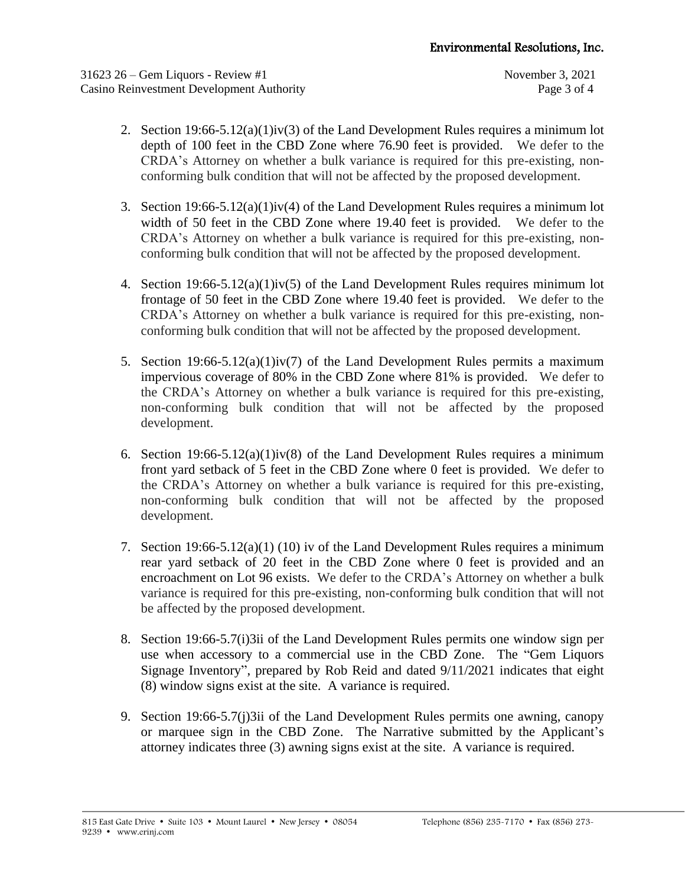2. Section 19:66-5.12(a)(1)iv(3) of the Land Development Rules requires a minimum lot depth of 100 feet in the CBD Zone where 76.90 feet is provided. We defer to the CRDA's Attorney on whether a bulk variance is required for this pre-existing, non-conforming bulk condition that will not be affected by the proposed development.

3. Section 19:66-5.12(a)(1)iv(4) of the Land Development Rules requires a minimum lot width of 50 feet in the CBD Zone where 19.40 feet is provided. We defer to the CRDA's Attorney on whether a bulk variance is required for this pre-existing, non-conforming bulk condition that will not be affected by the proposed development.

4. Section 19:66-5.12(a)(1)iv(5) of the Land Development Rules requires minimum lot frontage of 50 feet in the CBD Zone where 19.40 feet is provided. We defer to the CRDA's Attorney on whether a bulk variance is required for this pre-existing, non-conforming bulk condition that will not be affected by the proposed development.

5. Section 19:66-5.12(a)(1)iv(7) of the Land Development Rules permits a maximum impervious coverage of 80% in the CBD Zone where 81% is provided. We defer to the CRDA's Attorney on whether a bulk variance is required for this pre-existing, non-conforming bulk condition that will not be affected by the proposed development.

6. Section 19:66-5.12(a)(1)iv(8) of the Land Development Rules requires a minimum front yard setback of 5 feet in the CBD Zone where 0 feet is provided. We defer to the CRDA's Attorney on whether a bulk variance is required for this pre-existing, non-conforming bulk condition that will not be affected by the proposed development.

7. Section 19:66-5.12(a)(1) (10) iv of the Land Development Rules requires a minimum rear yard setback of 20 feet in the CBD Zone where 0 feet is provided and an encroachment on Lot 96 exists. We defer to the CRDA's Attorney on whether a bulk variance is required for this pre-existing, non-conforming bulk condition that will not be affected by the proposed development.

8. Section 19:66-5.7(i)3ii of the Land Development Rules permits one window sign per use when accessory to a commercial use in the CBD Zone. The "Gem Liquors Signage Inventory", prepared by Rob Reid and dated 9/11/2021 indicates that eight (8) window signs exist at the site. A variance is required.

9. Section 19:66-5.7(j)3ii of the Land Development Rules permits one awning, canopy or marquee sign in the CBD Zone. The Narrative submitted by the Applicant's attorney indicates three (3) awning signs exist at the site. A variance is required.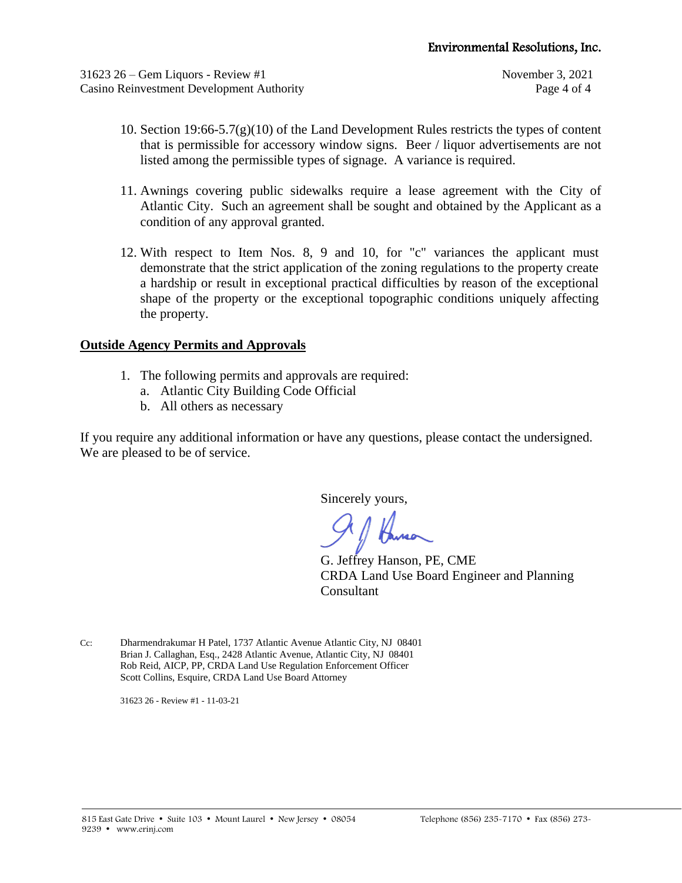10. Section 19:66-5.7(g)(10) of the Land Development Rules restricts the types of content that is permissible for accessory window signs. Beer / liquor advertisements are not listed among the permissible types of signage. A variance is required.

11. Awnings covering public sidewalks require a lease agreement with the City of Atlantic City. Such an agreement shall be sought and obtained by the Applicant as a condition of any approval granted.

12. With respect to Item Nos. 8, 9 and 10, for "c" variances the applicant must demonstrate that the strict application of the zoning regulations to the property create a hardship or result in exceptional practical difficulties by reason of the exceptional shape of the property or the exceptional topographic conditions uniquely affecting the property.

**Outside Agency Permits and Approvals**

1. The following permits and approvals are required:
   a. Atlantic City Building Code Official
   b. All others as necessary

If you require any additional information or have any questions, please contact the undersigned. We are pleased to be of service.

Sincerely yours,

G. Jeffrey Hanson, PE, CME
CRDA Land Use Board Engineer and Planning Consultant

Cc: Dharmendrakumar H Patel, 1737 Atlantic Avenue Atlantic City, NJ 08401
Brian J. Callaghan, Esq., 2428 Atlantic Avenue, Atlantic City, NJ 08401
Rob Reid, AICP, PP, CRDA Land Use Regulation Enforcement Officer
Scott Collins, Esquire, CRDA Land Use Board Attorney

31623 26 - Review #1 - 11-03-21